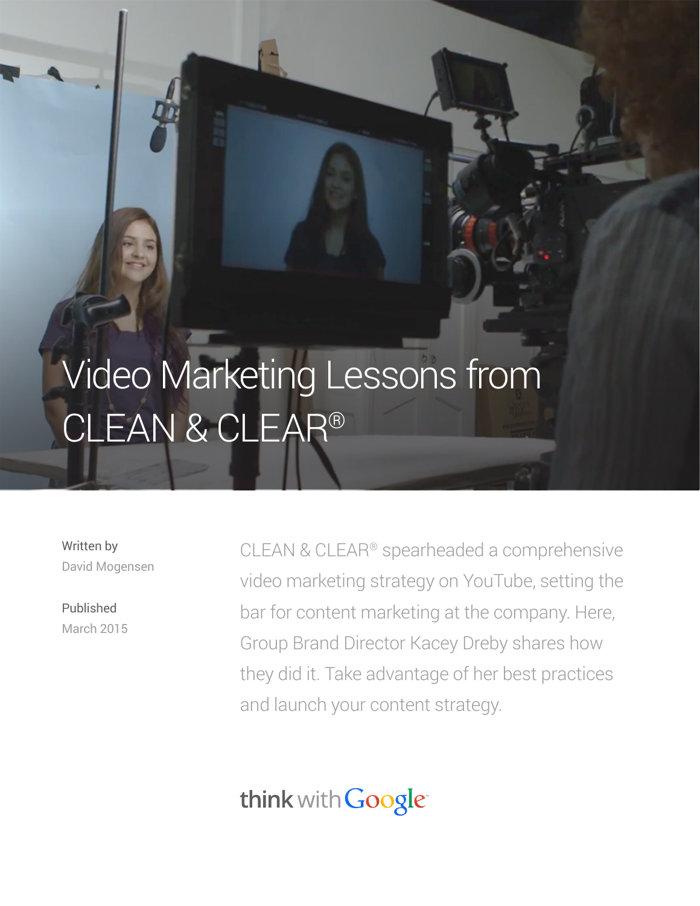# Video Marketing Lessons from CLEAN & CLEAR®

Written by
David Mogensen

Published
March 2015

CLEAN & CLEAR® spearheaded a comprehensive video marketing strategy on YouTube, setting the bar for content marketing at the company. Here, Group Brand Director Kacey Dreby shares how they did it. Take advantage of her best practices and launch your content strategy.

think with Google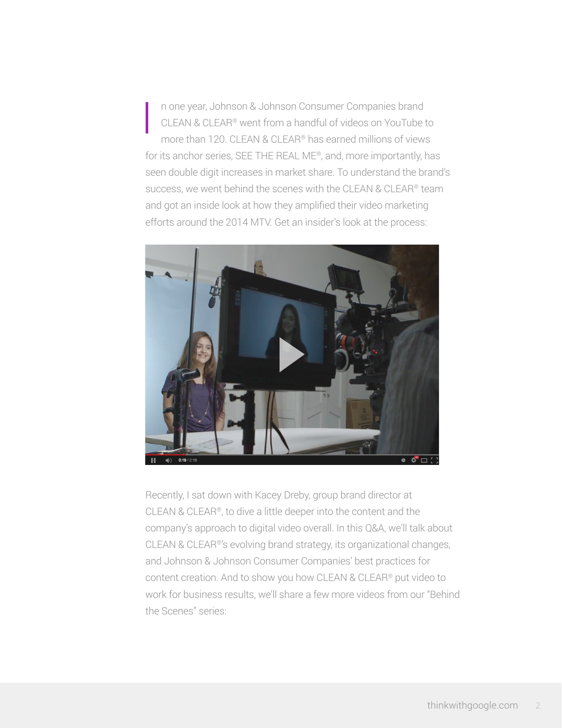In one year, Johnson & Johnson Consumer Companies brand CLEAN & CLEAR® went from a handful of videos on YouTube to more than 120. CLEAN & CLEAR® has earned millions of views for its anchor series, SEE THE REAL ME®, and, more importantly, has seen double digit increases in market share. To understand the brand's success, we went behind the scenes with the CLEAN & CLEAR® team and got an inside look at how they amplified their video marketing efforts around the 2014 MTV. Get an insider's look at the process:

Recently, I sat down with Kacey Dreby, group brand director at CLEAN & CLEAR®, to dive a little deeper into the content and the company's approach to digital video overall. In this Q&A, we'll talk about CLEAN & CLEAR®'s evolving brand strategy, its organizational changes, and Johnson & Johnson Consumer Companies' best practices for content creation. And to show you how CLEAN & CLEAR® put video to work for business results, we'll share a few more videos from our "Behind the Scenes" series: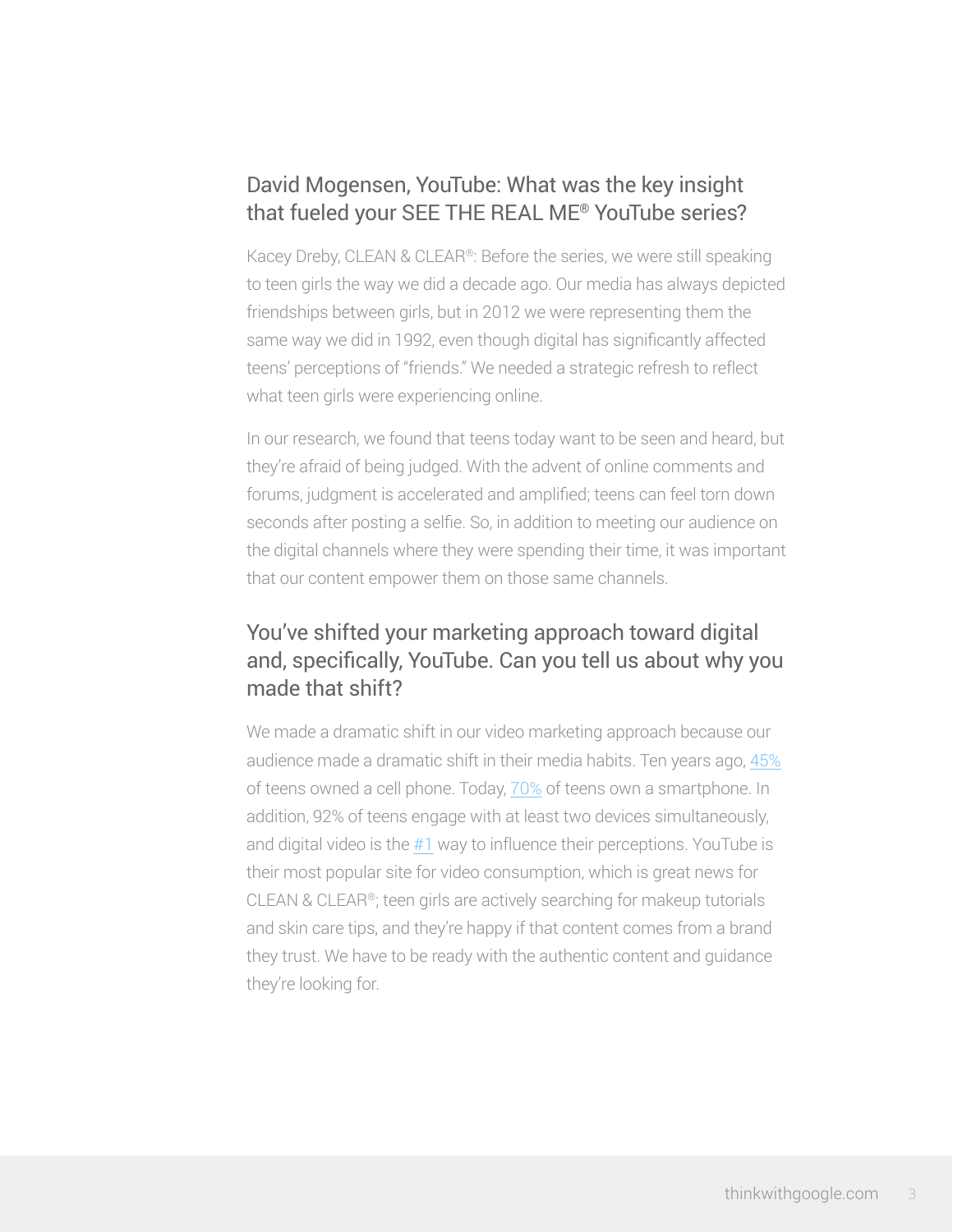## David Mogensen, YouTube: What was the key insight that fueled your SEE THE REAL ME® YouTube series?

Kacey Dreby, CLEAN & CLEAR®: Before the series, we were still speaking to teen girls the way we did a decade ago. Our media has always depicted friendships between girls, but in 2012 we were representing them the same way we did in 1992, even though digital has significantly affected teens' perceptions of "friends." We needed a strategic refresh to reflect what teen girls were experiencing online.

In our research, we found that teens today want to be seen and heard, but they're afraid of being judged. With the advent of online comments and forums, judgment is accelerated and amplified; teens can feel torn down seconds after posting a selfie. So, in addition to meeting our audience on the digital channels where they were spending their time, it was important that our content empower them on those same channels.

## You've shifted your marketing approach toward digital and, specifically, YouTube. Can you tell us about why you made that shift?

We made a dramatic shift in our video marketing approach because our audience made a dramatic shift in their media habits. Ten years ago, 45% of teens owned a cell phone. Today, 70% of teens own a smartphone. In addition, 92% of teens engage with at least two devices simultaneously, and digital video is the #1 way to influence their perceptions. YouTube is their most popular site for video consumption, which is great news for CLEAN & CLEAR®; teen girls are actively searching for makeup tutorials and skin care tips, and they're happy if that content comes from a brand they trust. We have to be ready with the authentic content and guidance they're looking for.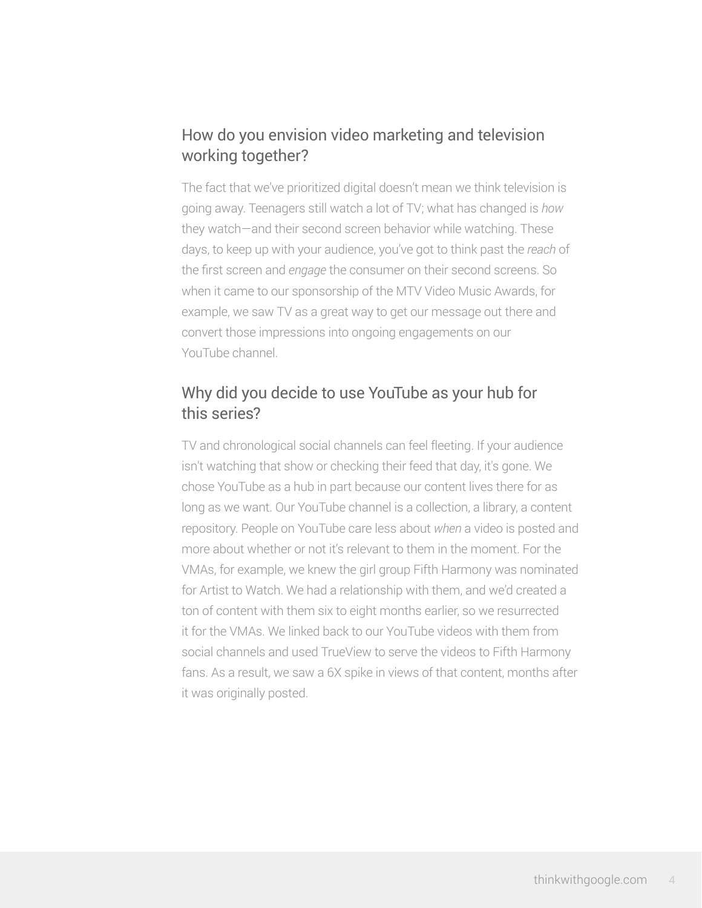## How do you envision video marketing and television working together?

The fact that we've prioritized digital doesn't mean we think television is going away. Teenagers still watch a lot of TV; what has changed is *how* they watch—and their second screen behavior while watching. These days, to keep up with your audience, you've got to think past the *reach* of the first screen and *engage* the consumer on their second screens. So when it came to our sponsorship of the MTV Video Music Awards, for example, we saw TV as a great way to get our message out there and convert those impressions into ongoing engagements on our YouTube channel.

## Why did you decide to use YouTube as your hub for this series?

TV and chronological social channels can feel fleeting. If your audience isn't watching that show or checking their feed that day, it's gone. We chose YouTube as a hub in part because our content lives there for as long as we want. Our YouTube channel is a collection, a library, a content repository. People on YouTube care less about *when* a video is posted and more about whether or not it's relevant to them in the moment. For the VMAs, for example, we knew the girl group Fifth Harmony was nominated for Artist to Watch. We had a relationship with them, and we'd created a ton of content with them six to eight months earlier, so we resurrected it for the VMAs. We linked back to our YouTube videos with them from social channels and used TrueView to serve the videos to Fifth Harmony fans. As a result, we saw a 6X spike in views of that content, months after it was originally posted.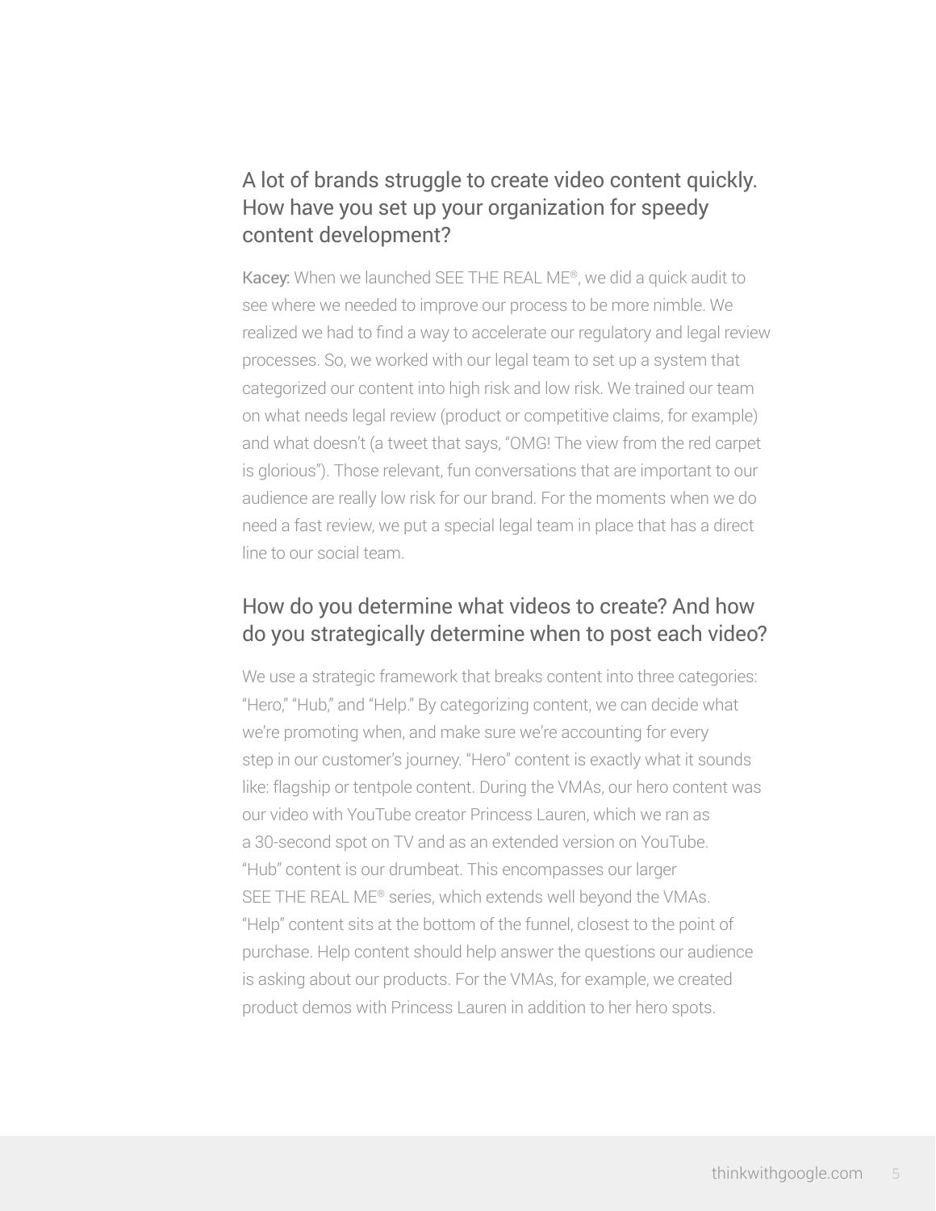## A lot of brands struggle to create video content quickly. How have you set up your organization for speedy content development?

**Kacey:** When we launched SEE THE REAL ME®, we did a quick audit to see where we needed to improve our process to be more nimble. We realized we had to find a way to accelerate our regulatory and legal review processes. So, we worked with our legal team to set up a system that categorized our content into high risk and low risk. We trained our team on what needs legal review (product or competitive claims, for example) and what doesn't (a tweet that says, "OMG! The view from the red carpet is glorious"). Those relevant, fun conversations that are important to our audience are really low risk for our brand. For the moments when we do need a fast review, we put a special legal team in place that has a direct line to our social team.

## How do you determine what videos to create? And how do you strategically determine when to post each video?

We use a strategic framework that breaks content into three categories: "Hero," "Hub," and "Help." By categorizing content, we can decide what we're promoting when, and make sure we're accounting for every step in our customer's journey. "Hero" content is exactly what it sounds like: flagship or tentpole content. During the VMAs, our hero content was our video with YouTube creator Princess Lauren, which we ran as a 30-second spot on TV and as an extended version on YouTube. "Hub" content is our drumbeat. This encompasses our larger SEE THE REAL ME® series, which extends well beyond the VMAs. "Help" content sits at the bottom of the funnel, closest to the point of purchase. Help content should help answer the questions our audience is asking about our products. For the VMAs, for example, we created product demos with Princess Lauren in addition to her hero spots.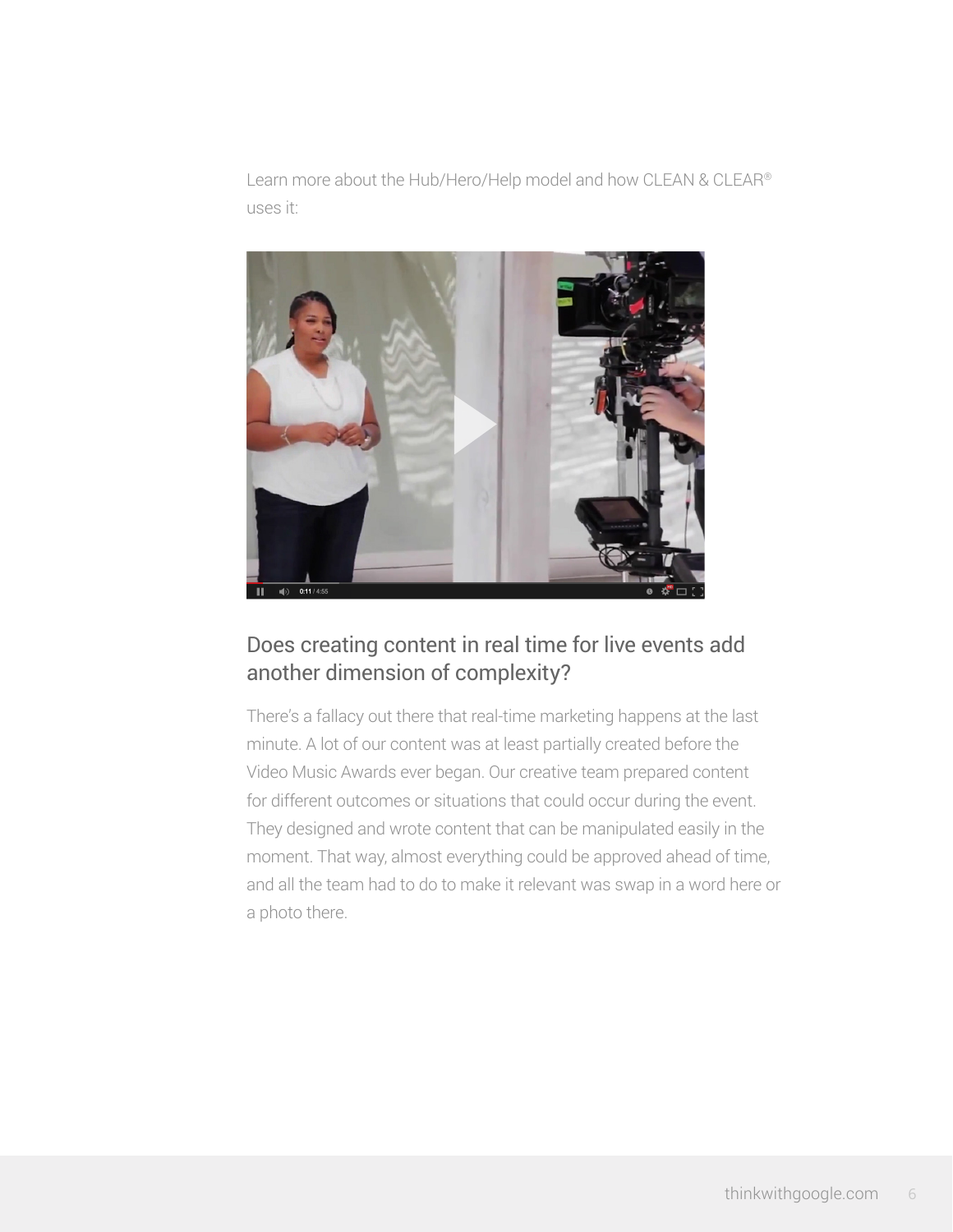Learn more about the Hub/Hero/Help model and how CLEAN & CLEAR® uses it:

## Does creating content in real time for live events add another dimension of complexity?

There's a fallacy out there that real-time marketing happens at the last minute. A lot of our content was at least partially created before the Video Music Awards ever began. Our creative team prepared content for different outcomes or situations that could occur during the event. They designed and wrote content that can be manipulated easily in the moment. That way, almost everything could be approved ahead of time, and all the team had to do to make it relevant was swap in a word here or a photo there.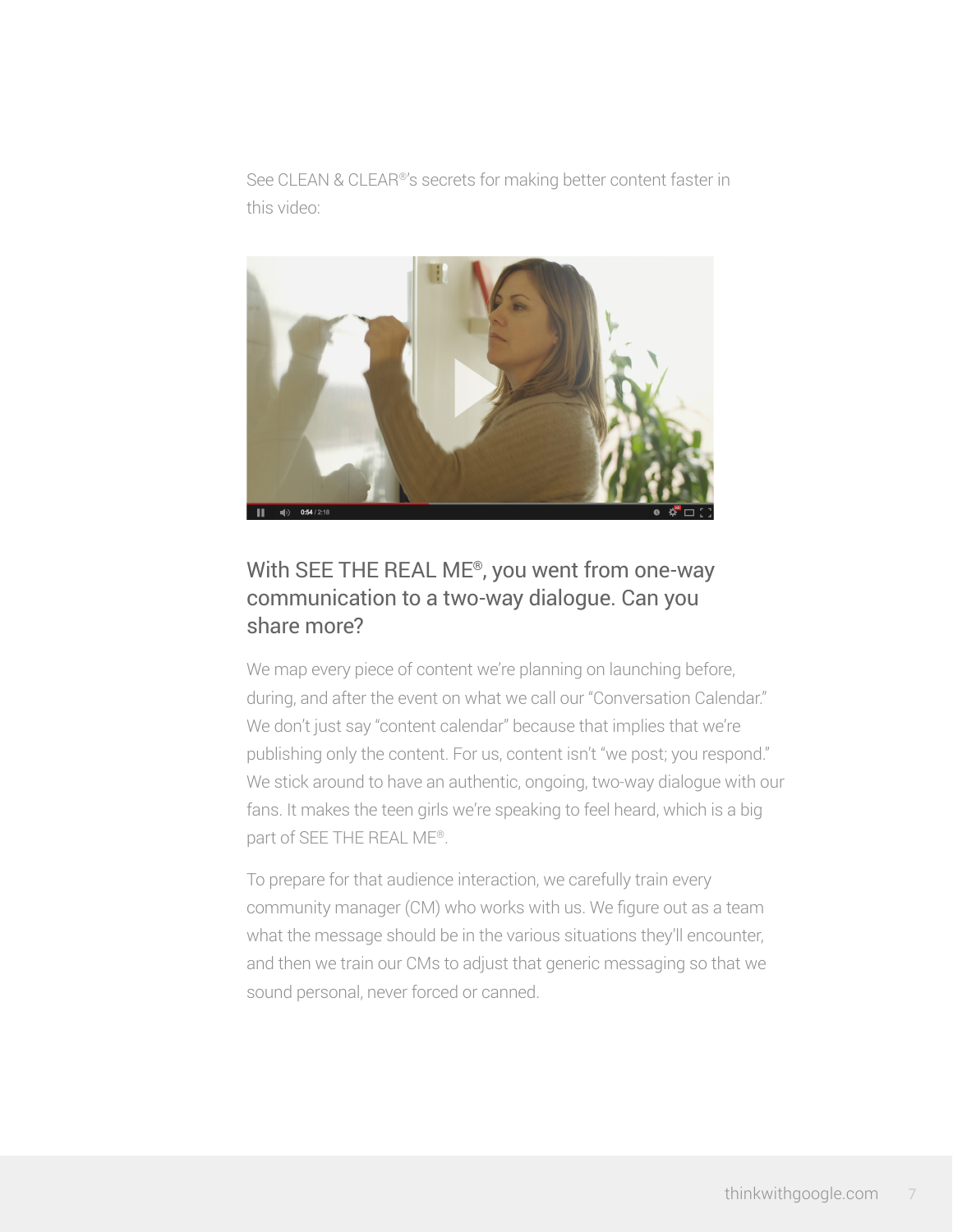See CLEAN & CLEAR®'s secrets for making better content faster in this video:

## With SEE THE REAL ME®, you went from one-way communication to a two-way dialogue. Can you share more?

We map every piece of content we're planning on launching before, during, and after the event on what we call our "Conversation Calendar." We don't just say "content calendar" because that implies that we're publishing only the content. For us, content isn't "we post; you respond." We stick around to have an authentic, ongoing, two-way dialogue with our fans. It makes the teen girls we're speaking to feel heard, which is a big part of SEE THE REAL ME®.

To prepare for that audience interaction, we carefully train every community manager (CM) who works with us. We figure out as a team what the message should be in the various situations they'll encounter, and then we train our CMs to adjust that generic messaging so that we sound personal, never forced or canned.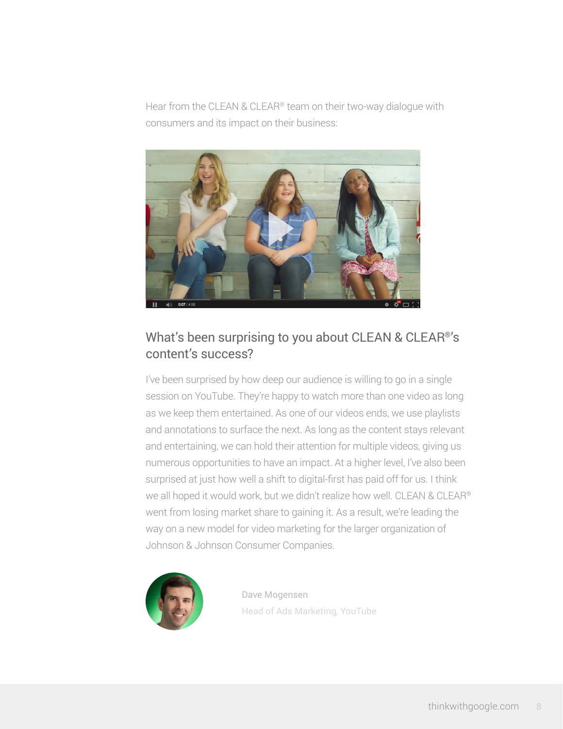Hear from the CLEAN & CLEAR® team on their two-way dialogue with consumers and its impact on their business:

## What's been surprising to you about CLEAN & CLEAR®'s content's success?

I've been surprised by how deep our audience is willing to go in a single session on YouTube. They're happy to watch more than one video as long as we keep them entertained. As one of our videos ends, we use playlists and annotations to surface the next. As long as the content stays relevant and entertaining, we can hold their attention for multiple videos, giving us numerous opportunities to have an impact. At a higher level, I've also been surprised at just how well a shift to digital-first has paid off for us. I think we all hoped it would work, but we didn't realize how well. CLEAN & CLEAR® went from losing market share to gaining it. As a result, we're leading the way on a new model for video marketing for the larger organization of Johnson & Johnson Consumer Companies.

Dave Mogensen
Head of Ads Marketing, YouTube